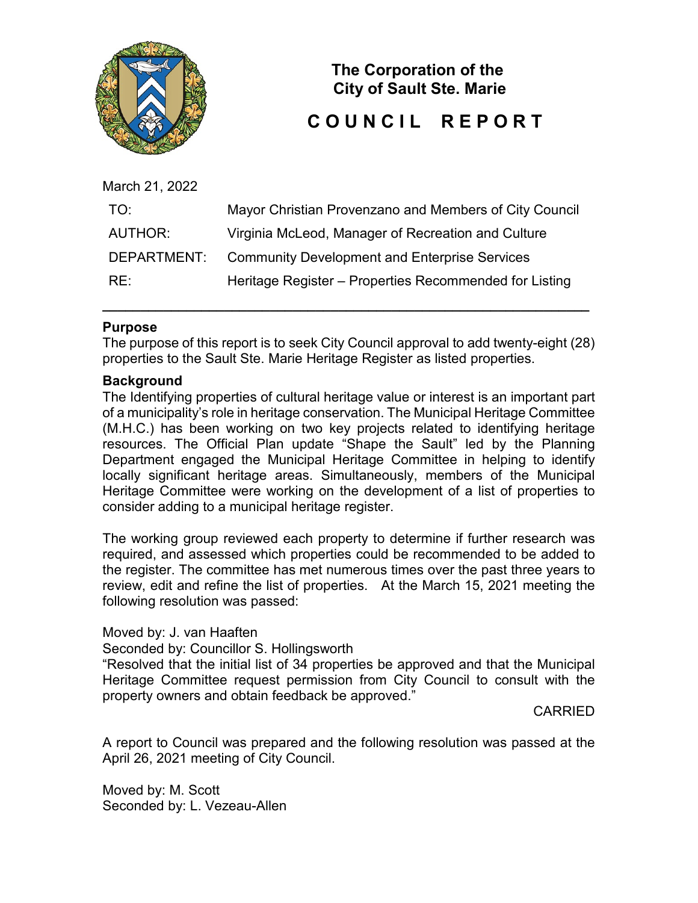# The Corporation of the City of Sault Ste. Marie

# COUNCIL REPORT

March 21, 2022

| | |
|---|---|
| TO: | Mayor Christian Provenzano and Members of City Council |
| AUTHOR: | Virginia McLeod, Manager of Recreation and Culture |
| DEPARTMENT: | Community Development and Enterprise Services |
| RE: | Heritage Register – Properties Recommended for Listing |

---

**Purpose**

The purpose of this report is to seek City Council approval to add twenty-eight (28) properties to the Sault Ste. Marie Heritage Register as listed properties.

**Background**

The Identifying properties of cultural heritage value or interest is an important part of a municipality's role in heritage conservation. The Municipal Heritage Committee (M.H.C.) has been working on two key projects related to identifying heritage resources. The Official Plan update "Shape the Sault" led by the Planning Department engaged the Municipal Heritage Committee in helping to identify locally significant heritage areas. Simultaneously, members of the Municipal Heritage Committee were working on the development of a list of properties to consider adding to a municipal heritage register.

The working group reviewed each property to determine if further research was required, and assessed which properties could be recommended to be added to the register. The committee has met numerous times over the past three years to review, edit and refine the list of properties. At the March 15, 2021 meeting the following resolution was passed:

Moved by: J. van Haaften
Seconded by: Councillor S. Hollingsworth
"Resolved that the initial list of 34 properties be approved and that the Municipal Heritage Committee request permission from City Council to consult with the property owners and obtain feedback be approved."

CARRIED

A report to Council was prepared and the following resolution was passed at the April 26, 2021 meeting of City Council.

Moved by: M. Scott
Seconded by: L. Vezeau-Allen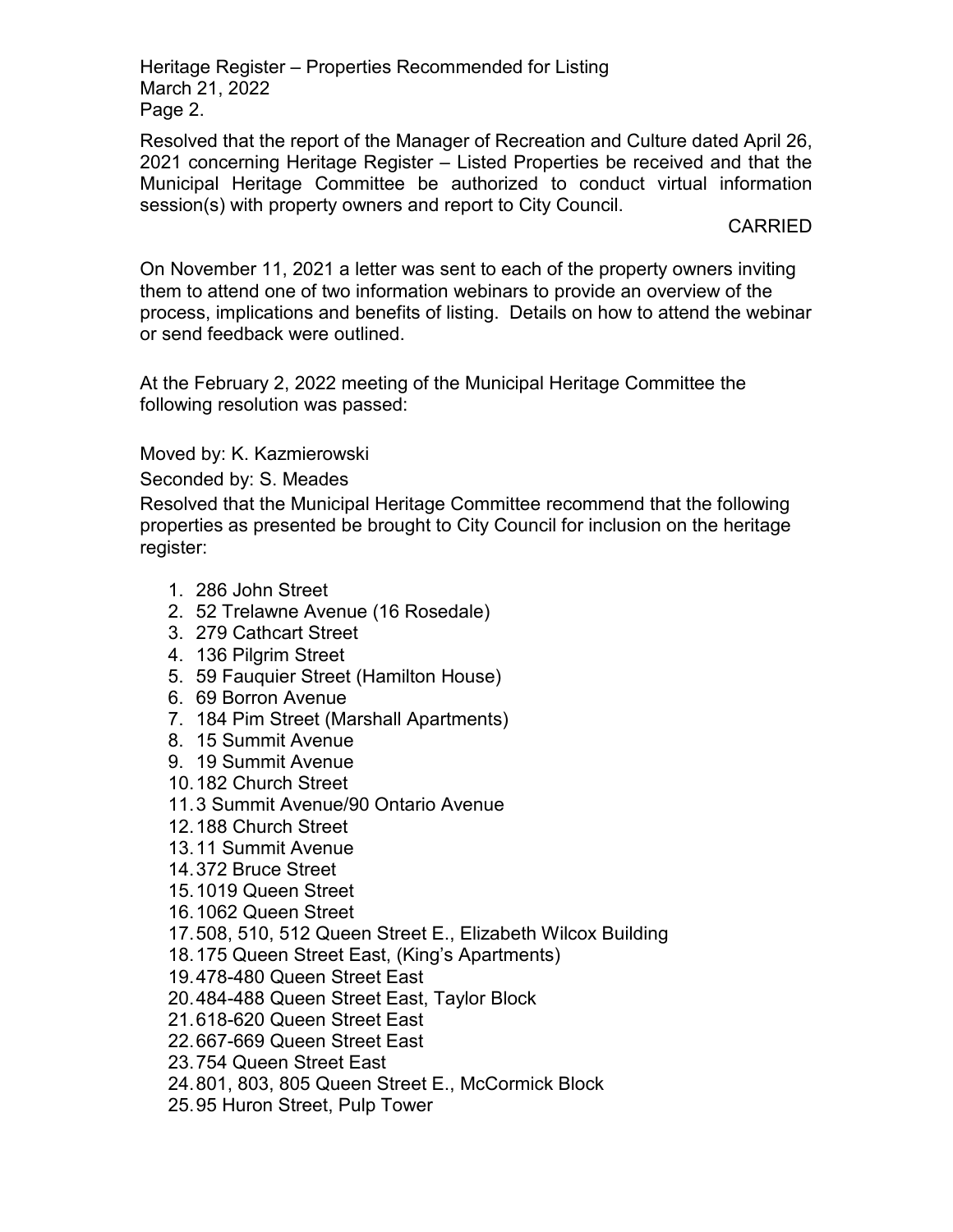Resolved that the report of the Manager of Recreation and Culture dated April 26, 2021 concerning Heritage Register – Listed Properties be received and that the Municipal Heritage Committee be authorized to conduct virtual information session(s) with property owners and report to City Council.

CARRIED

On November 11, 2021 a letter was sent to each of the property owners inviting them to attend one of two information webinars to provide an overview of the process, implications and benefits of listing. Details on how to attend the webinar or send feedback were outlined.

At the February 2, 2022 meeting of the Municipal Heritage Committee the following resolution was passed:

Moved by: K. Kazmierowski

Seconded by: S. Meades

Resolved that the Municipal Heritage Committee recommend that the following properties as presented be brought to City Council for inclusion on the heritage register:

1. 286 John Street
2. 52 Trelawne Avenue (16 Rosedale)
3. 279 Cathcart Street
4. 136 Pilgrim Street
5. 59 Fauquier Street (Hamilton House)
6. 69 Borron Avenue
7. 184 Pim Street (Marshall Apartments)
8. 15 Summit Avenue
9. 19 Summit Avenue
10. 182 Church Street
11. 3 Summit Avenue/90 Ontario Avenue
12. 188 Church Street
13. 11 Summit Avenue
14. 372 Bruce Street
15. 1019 Queen Street
16. 1062 Queen Street
17. 508, 510, 512 Queen Street E., Elizabeth Wilcox Building
18. 175 Queen Street East, (King's Apartments)
19. 478-480 Queen Street East
20. 484-488 Queen Street East, Taylor Block
21. 618-620 Queen Street East
22. 667-669 Queen Street East
23. 754 Queen Street East
24. 801, 803, 805 Queen Street E., McCormick Block
25. 95 Huron Street, Pulp Tower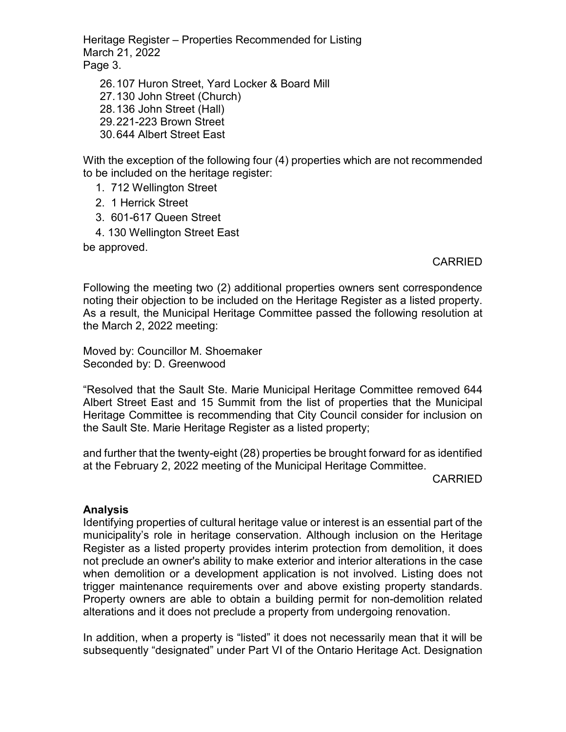26. 107 Huron Street, Yard Locker & Board Mill
27. 130 John Street (Church)
28. 136 John Street (Hall)
29. 221-223 Brown Street
30. 644 Albert Street East

With the exception of the following four (4) properties which are not recommended to be included on the heritage register:

1. 712 Wellington Street
2. 1 Herrick Street
3. 601-617 Queen Street
4. 130 Wellington Street East

be approved.

CARRIED

Following the meeting two (2) additional properties owners sent correspondence noting their objection to be included on the Heritage Register as a listed property. As a result, the Municipal Heritage Committee passed the following resolution at the March 2, 2022 meeting:

Moved by: Councillor M. Shoemaker
Seconded by: D. Greenwood

"Resolved that the Sault Ste. Marie Municipal Heritage Committee removed 644 Albert Street East and 15 Summit from the list of properties that the Municipal Heritage Committee is recommending that City Council consider for inclusion on the Sault Ste. Marie Heritage Register as a listed property;

and further that the twenty-eight (28) properties be brought forward for as identified at the February 2, 2022 meeting of the Municipal Heritage Committee.

CARRIED

**Analysis**

Identifying properties of cultural heritage value or interest is an essential part of the municipality's role in heritage conservation. Although inclusion on the Heritage Register as a listed property provides interim protection from demolition, it does not preclude an owner's ability to make exterior and interior alterations in the case when demolition or a development application is not involved. Listing does not trigger maintenance requirements over and above existing property standards. Property owners are able to obtain a building permit for non-demolition related alterations and it does not preclude a property from undergoing renovation.

In addition, when a property is "listed" it does not necessarily mean that it will be subsequently "designated" under Part VI of the Ontario Heritage Act. Designation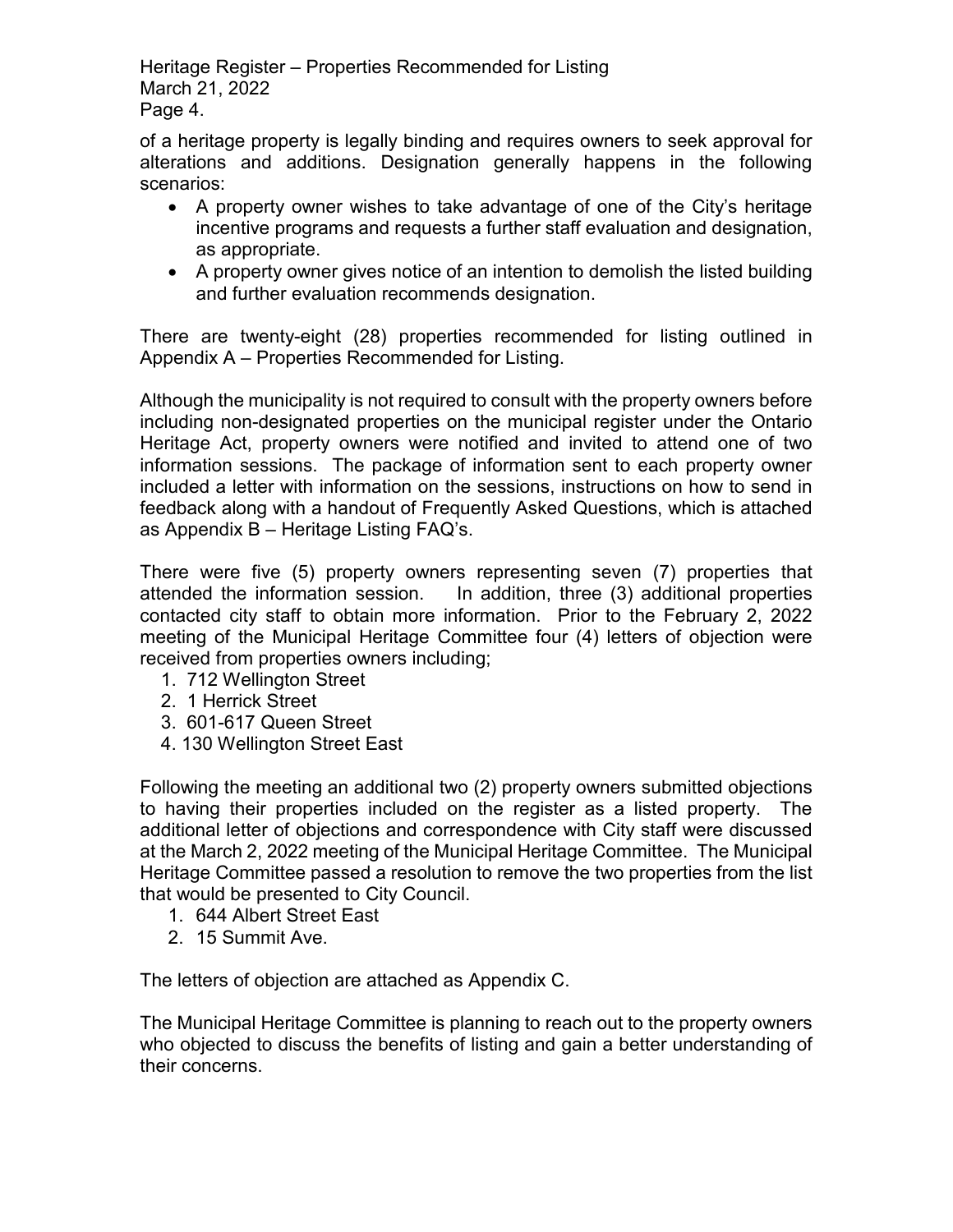of a heritage property is legally binding and requires owners to seek approval for alterations and additions. Designation generally happens in the following scenarios:

- A property owner wishes to take advantage of one of the City's heritage incentive programs and requests a further staff evaluation and designation, as appropriate.
- A property owner gives notice of an intention to demolish the listed building and further evaluation recommends designation.

There are twenty-eight (28) properties recommended for listing outlined in Appendix A – Properties Recommended for Listing.

Although the municipality is not required to consult with the property owners before including non-designated properties on the municipal register under the Ontario Heritage Act, property owners were notified and invited to attend one of two information sessions. The package of information sent to each property owner included a letter with information on the sessions, instructions on how to send in feedback along with a handout of Frequently Asked Questions, which is attached as Appendix B – Heritage Listing FAQ's.

There were five (5) property owners representing seven (7) properties that attended the information session. In addition, three (3) additional properties contacted city staff to obtain more information. Prior to the February 2, 2022 meeting of the Municipal Heritage Committee four (4) letters of objection were received from properties owners including;

1. 712 Wellington Street
2. 1 Herrick Street
3. 601-617 Queen Street
4. 130 Wellington Street East

Following the meeting an additional two (2) property owners submitted objections to having their properties included on the register as a listed property. The additional letter of objections and correspondence with City staff were discussed at the March 2, 2022 meeting of the Municipal Heritage Committee. The Municipal Heritage Committee passed a resolution to remove the two properties from the list that would be presented to City Council.

1. 644 Albert Street East
2. 15 Summit Ave.

The letters of objection are attached as Appendix C.

The Municipal Heritage Committee is planning to reach out to the property owners who objected to discuss the benefits of listing and gain a better understanding of their concerns.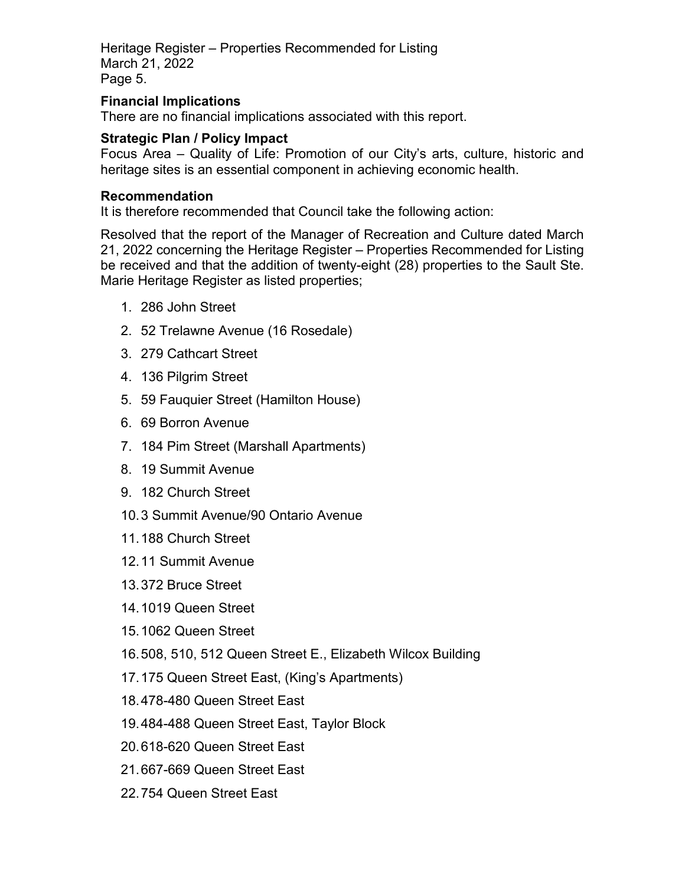### Financial Implications

There are no financial implications associated with this report.

### Strategic Plan / Policy Impact

Focus Area – Quality of Life: Promotion of our City's arts, culture, historic and heritage sites is an essential component in achieving economic health.

### Recommendation

It is therefore recommended that Council take the following action:

Resolved that the report of the Manager of Recreation and Culture dated March 21, 2022 concerning the Heritage Register – Properties Recommended for Listing be received and that the addition of twenty-eight (28) properties to the Sault Ste. Marie Heritage Register as listed properties;

1. 286 John Street
2. 52 Trelawne Avenue (16 Rosedale)
3. 279 Cathcart Street
4. 136 Pilgrim Street
5. 59 Fauquier Street (Hamilton House)
6. 69 Borron Avenue
7. 184 Pim Street (Marshall Apartments)
8. 19 Summit Avenue
9. 182 Church Street
10. 3 Summit Avenue/90 Ontario Avenue
11. 188 Church Street
12. 11 Summit Avenue
13. 372 Bruce Street
14. 1019 Queen Street
15. 1062 Queen Street
16. 508, 510, 512 Queen Street E., Elizabeth Wilcox Building
17. 175 Queen Street East, (King's Apartments)
18. 478-480 Queen Street East
19. 484-488 Queen Street East, Taylor Block
20. 618-620 Queen Street East
21. 667-669 Queen Street East
22. 754 Queen Street East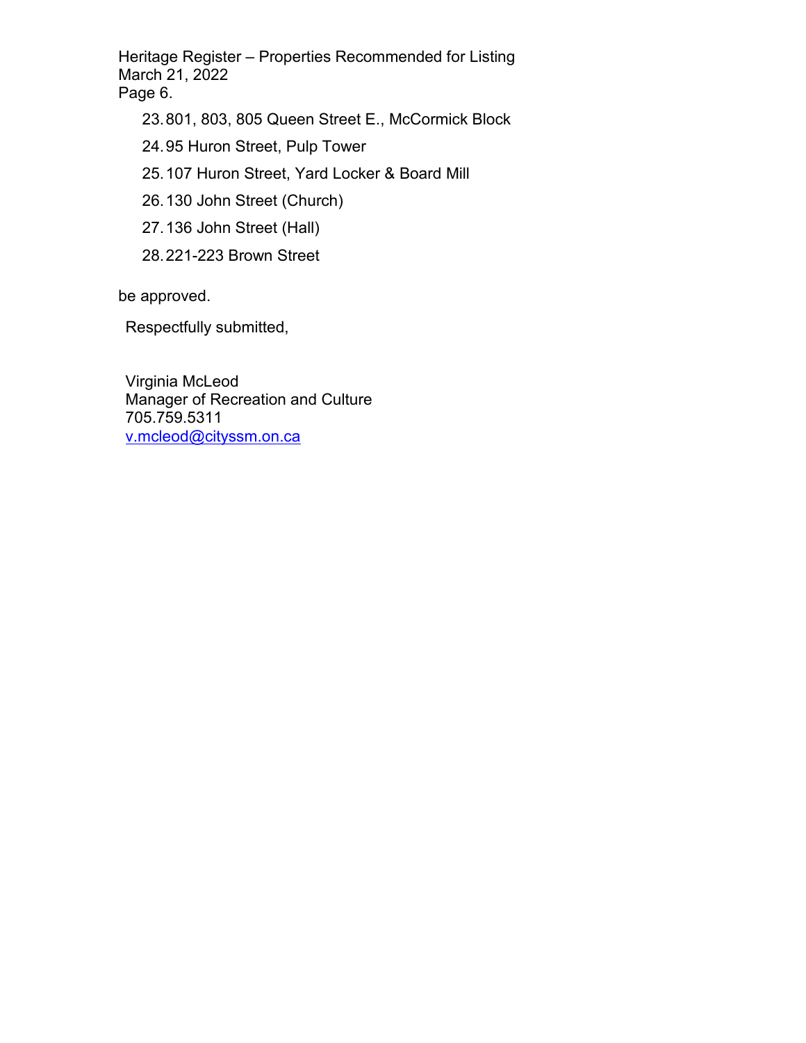23. 801, 803, 805 Queen Street E., McCormick Block
24. 95 Huron Street, Pulp Tower
25. 107 Huron Street, Yard Locker & Board Mill
26. 130 John Street (Church)
27. 136 John Street (Hall)
28. 221-223 Brown Street

be approved.

Respectfully submitted,

Virginia McLeod
Manager of Recreation and Culture
705.759.5311
v.mcleod@cityssm.on.ca